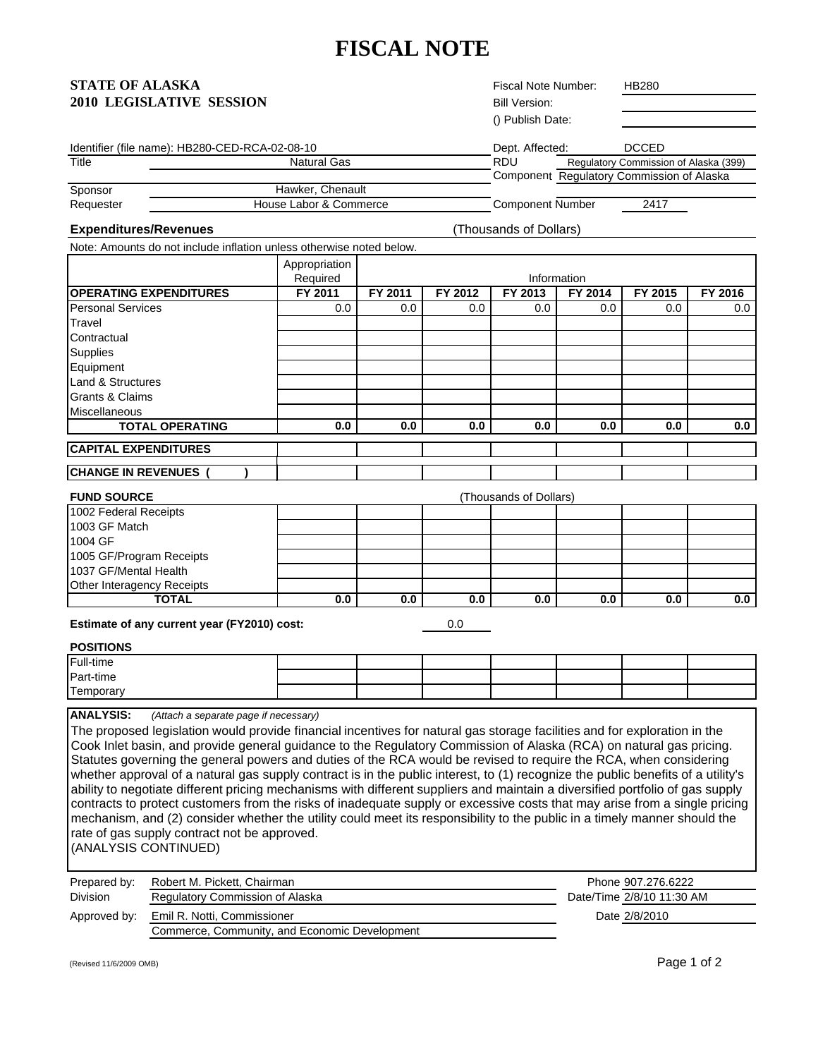# FISCAL NOTE

**STATE OF ALASKA**
**2010 LEGISLATIVE SESSION**

Fiscal Note Number: HB280
Bill Version:
() Publish Date:

Identifier (file name): HB280-CED-RCA-02-08-10

| | |
|---|---|
| Title | Natural Gas |
| Sponsor | Hawker, Chenault |
| Requester | House Labor & Commerce |

| | |
|---|---|
| Dept. Affected: | DCCED |
| RDU | Regulatory Commission of Alaska (399) |
| Component | Regulatory Commission of Alaska |
| Component Number | 2417 |

**Expenditures/Revenues** (Thousands of Dollars)

Note: Amounts do not include inflation unless otherwise noted below.

| | Appropriation Required | Information | | | | | |
|---|---|---|---|---|---|---|---|
| **OPERATING EXPENDITURES** | **FY 2011** | **FY 2011** | **FY 2012** | **FY 2013** | **FY 2014** | **FY 2015** | **FY 2016** |
| Personal Services | 0.0 | 0.0 | 0.0 | 0.0 | 0.0 | 0.0 | 0.0 |
| Travel | | | | | | | |
| Contractual | | | | | | | |
| Supplies | | | | | | | |
| Equipment | | | | | | | |
| Land & Structures | | | | | | | |
| Grants & Claims | | | | | | | |
| Miscellaneous | | | | | | | |
| **TOTAL OPERATING** | **0.0** | **0.0** | **0.0** | **0.0** | **0.0** | **0.0** | **0.0** |
| **CAPITAL EXPENDITURES** | | | | | | | |
| **CHANGE IN REVENUES ( )** | | | | | | | |

**FUND SOURCE** (Thousands of Dollars)

| | | | | | | | |
|---|---|---|---|---|---|---|---|
| 1002 Federal Receipts | | | | | | | |
| 1003 GF Match | | | | | | | |
| 1004 GF | | | | | | | |
| 1005 GF/Program Receipts | | | | | | | |
| 1037 GF/Mental Health | | | | | | | |
| Other Interagency Receipts | | | | | | | |
| **TOTAL** | **0.0** | **0.0** | **0.0** | **0.0** | **0.0** | **0.0** | **0.0** |

**Estimate of any current year (FY2010) cost:** 0.0

**POSITIONS**

| | | | | | | | |
|---|---|---|---|---|---|---|---|
| Full-time | | | | | | | |
| Part-time | | | | | | | |
| Temporary | | | | | | | |

**ANALYSIS:** *(Attach a separate page if necessary)*

The proposed legislation would provide financial incentives for natural gas storage facilities and for exploration in the Cook Inlet basin, and provide general guidance to the Regulatory Commission of Alaska (RCA) on natural gas pricing. Statutes governing the general powers and duties of the RCA would be revised to require the RCA, when considering whether approval of a natural gas supply contract is in the public interest, to (1) recognize the public benefits of a utility's ability to negotiate different pricing mechanisms with different suppliers and maintain a diversified portfolio of gas supply contracts to protect customers from the risks of inadequate supply or excessive costs that may arise from a single pricing mechanism, and (2) consider whether the utility could meet its responsibility to the public in a timely manner should the rate of gas supply contract not be approved.
(ANALYSIS CONTINUED)

| | | | |
|---|---|---|---|
| Prepared by: | Robert M. Pickett, Chairman | Phone | 907.276.6222 |
| Division | Regulatory Commission of Alaska | Date/Time | 2/8/10 11:30 AM |
| Approved by: | Emil R. Notti, Commissioner | Date | 2/8/2010 |
| | Commerce, Community, and Economic Development | | |

(Revised 11/6/2009 OMB)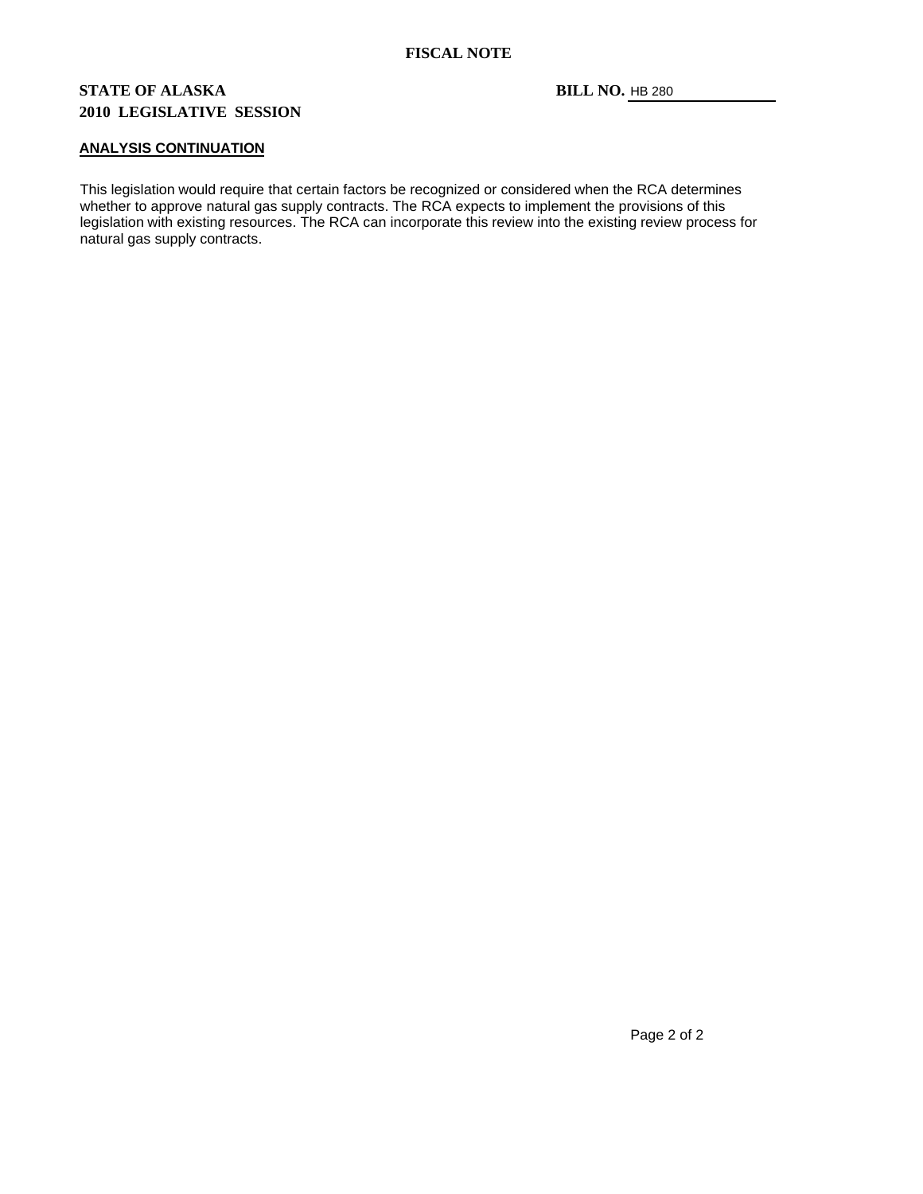**FISCAL NOTE**

**STATE OF ALASKA** **BILL NO.** HB 280
**2010 LEGISLATIVE SESSION**

**ANALYSIS CONTINUATION**

This legislation would require that certain factors be recognized or considered when the RCA determines whether to approve natural gas supply contracts. The RCA expects to implement the provisions of this legislation with existing resources. The RCA can incorporate this review into the existing review process for natural gas supply contracts.